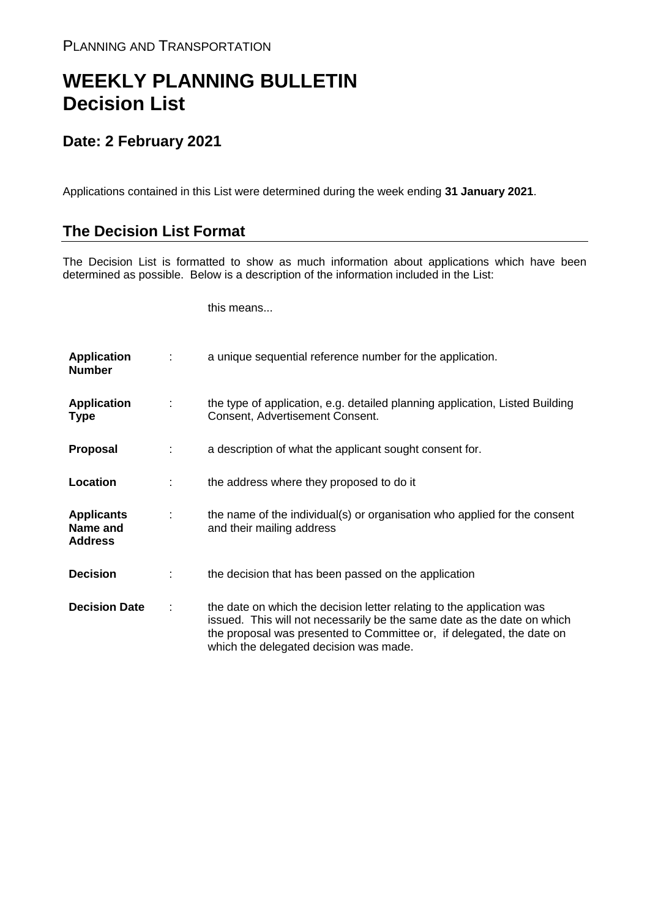PLANNING AND TRANSPORTATION

# WEEKLY PLANNING BULLETIN
# Decision List

## Date: 2 February 2021

Applications contained in this List were determined during the week ending **31 January 2021**.

## The Decision List Format

The Decision List is formatted to show as much information about applications which have been determined as possible. Below is a description of the information included in the List:

| | | this means... |
|---|---|---|
| **Application Number** | : | a unique sequential reference number for the application. |
| **Application Type** | : | the type of application, e.g. detailed planning application, Listed Building Consent, Advertisement Consent. |
| **Proposal** | : | a description of what the applicant sought consent for. |
| **Location** | : | the address where they proposed to do it |
| **Applicants Name and Address** | : | the name of the individual(s) or organisation who applied for the consent and their mailing address |
| **Decision** | : | the decision that has been passed on the application |
| **Decision Date** | : | the date on which the decision letter relating to the application was issued. This will not necessarily be the same date as the date on which the proposal was presented to Committee or, if delegated, the date on which the delegated decision was made. |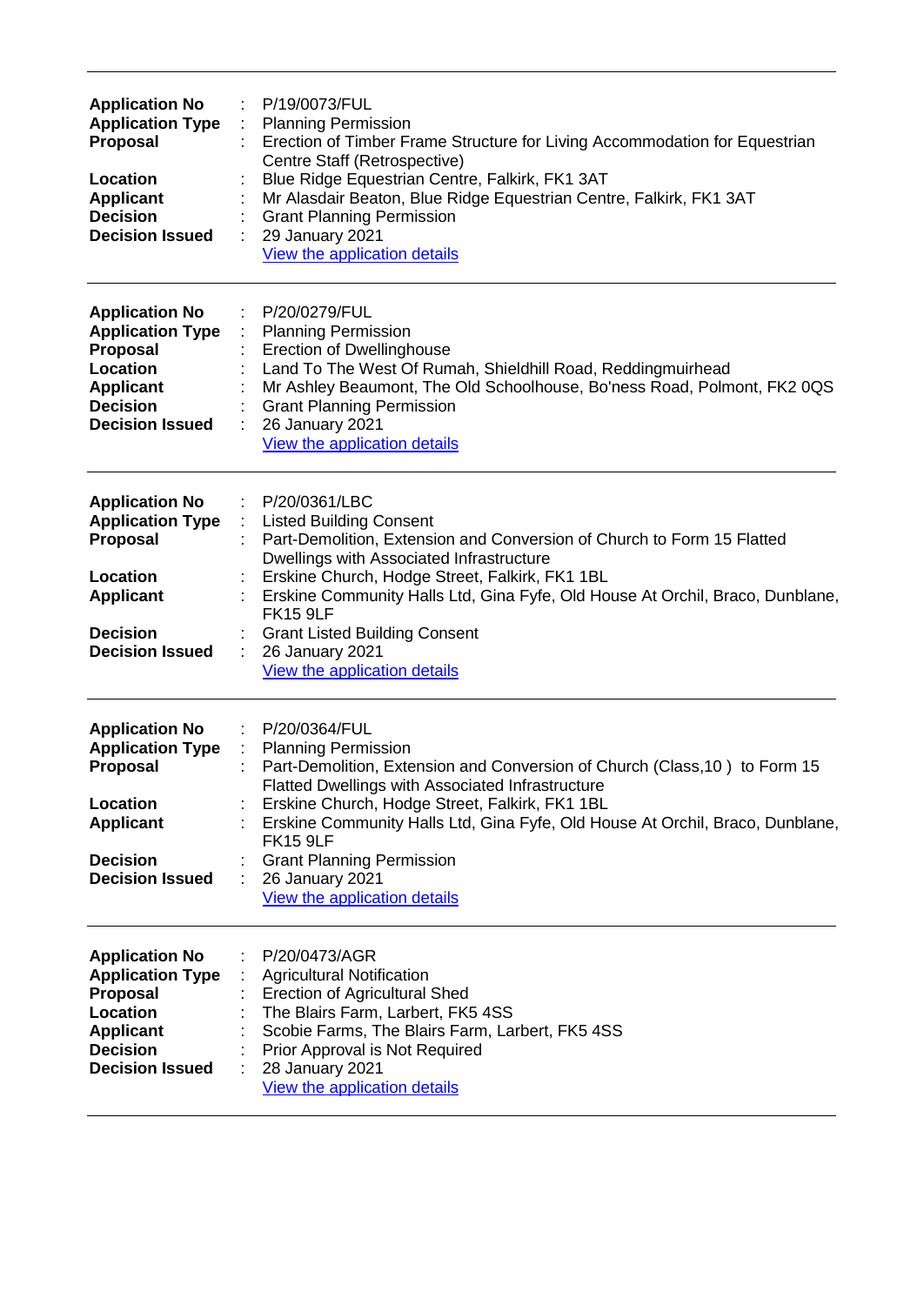---

**Application No** : P/19/0073/FUL
**Application Type** : Planning Permission
**Proposal** : Erection of Timber Frame Structure for Living Accommodation for Equestrian Centre Staff (Retrospective)
**Location** : Blue Ridge Equestrian Centre, Falkirk, FK1 3AT
**Applicant** : Mr Alasdair Beaton, Blue Ridge Equestrian Centre, Falkirk, FK1 3AT
**Decision** : Grant Planning Permission
**Decision Issued** : 29 January 2021
View the application details

---

**Application No** : P/20/0279/FUL
**Application Type** : Planning Permission
**Proposal** : Erection of Dwellinghouse
**Location** : Land To The West Of Rumah, Shieldhill Road, Reddingmuirhead
**Applicant** : Mr Ashley Beaumont, The Old Schoolhouse, Bo'ness Road, Polmont, FK2 0QS
**Decision** : Grant Planning Permission
**Decision Issued** : 26 January 2021
View the application details

---

**Application No** : P/20/0361/LBC
**Application Type** : Listed Building Consent
**Proposal** : Part-Demolition, Extension and Conversion of Church to Form 15 Flatted Dwellings with Associated Infrastructure
**Location** : Erskine Church, Hodge Street, Falkirk, FK1 1BL
**Applicant** : Erskine Community Halls Ltd, Gina Fyfe, Old House At Orchil, Braco, Dunblane, FK15 9LF
**Decision** : Grant Listed Building Consent
**Decision Issued** : 26 January 2021
View the application details

---

**Application No** : P/20/0364/FUL
**Application Type** : Planning Permission
**Proposal** : Part-Demolition, Extension and Conversion of Church (Class,10 ) to Form 15 Flatted Dwellings with Associated Infrastructure
**Location** : Erskine Church, Hodge Street, Falkirk, FK1 1BL
**Applicant** : Erskine Community Halls Ltd, Gina Fyfe, Old House At Orchil, Braco, Dunblane, FK15 9LF
**Decision** : Grant Planning Permission
**Decision Issued** : 26 January 2021
View the application details

---

**Application No** : P/20/0473/AGR
**Application Type** : Agricultural Notification
**Proposal** : Erection of Agricultural Shed
**Location** : The Blairs Farm, Larbert, FK5 4SS
**Applicant** : Scobie Farms, The Blairs Farm, Larbert, FK5 4SS
**Decision** : Prior Approval is Not Required
**Decision Issued** : 28 January 2021
View the application details

---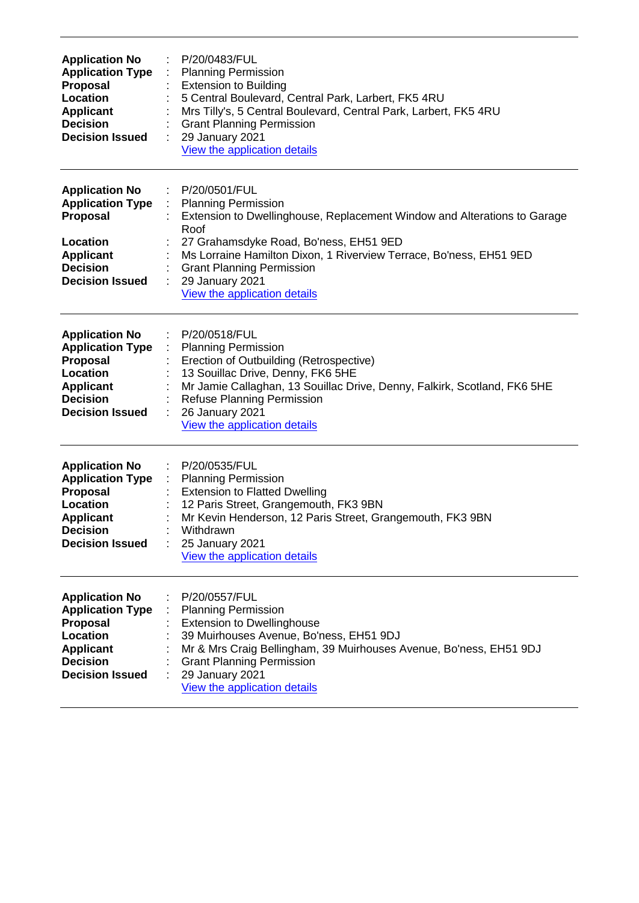---

**Application No** : P/20/0483/FUL
**Application Type** : Planning Permission
**Proposal** : Extension to Building
**Location** : 5 Central Boulevard, Central Park, Larbert, FK5 4RU
**Applicant** : Mrs Tilly's, 5 Central Boulevard, Central Park, Larbert, FK5 4RU
**Decision** : Grant Planning Permission
**Decision Issued** : 29 January 2021
View the application details

---

**Application No** : P/20/0501/FUL
**Application Type** : Planning Permission
**Proposal** : Extension to Dwellinghouse, Replacement Window and Alterations to Garage Roof
**Location** : 27 Grahamsdyke Road, Bo'ness, EH51 9ED
**Applicant** : Ms Lorraine Hamilton Dixon, 1 Riverview Terrace, Bo'ness, EH51 9ED
**Decision** : Grant Planning Permission
**Decision Issued** : 29 January 2021
View the application details

---

**Application No** : P/20/0518/FUL
**Application Type** : Planning Permission
**Proposal** : Erection of Outbuilding (Retrospective)
**Location** : 13 Souillac Drive, Denny, FK6 5HE
**Applicant** : Mr Jamie Callaghan, 13 Souillac Drive, Denny, Falkirk, Scotland, FK6 5HE
**Decision** : Refuse Planning Permission
**Decision Issued** : 26 January 2021
View the application details

---

**Application No** : P/20/0535/FUL
**Application Type** : Planning Permission
**Proposal** : Extension to Flatted Dwelling
**Location** : 12 Paris Street, Grangemouth, FK3 9BN
**Applicant** : Mr Kevin Henderson, 12 Paris Street, Grangemouth, FK3 9BN
**Decision** : Withdrawn
**Decision Issued** : 25 January 2021
View the application details

---

**Application No** : P/20/0557/FUL
**Application Type** : Planning Permission
**Proposal** : Extension to Dwellinghouse
**Location** : 39 Muirhouses Avenue, Bo'ness, EH51 9DJ
**Applicant** : Mr & Mrs Craig Bellingham, 39 Muirhouses Avenue, Bo'ness, EH51 9DJ
**Decision** : Grant Planning Permission
**Decision Issued** : 29 January 2021
View the application details

---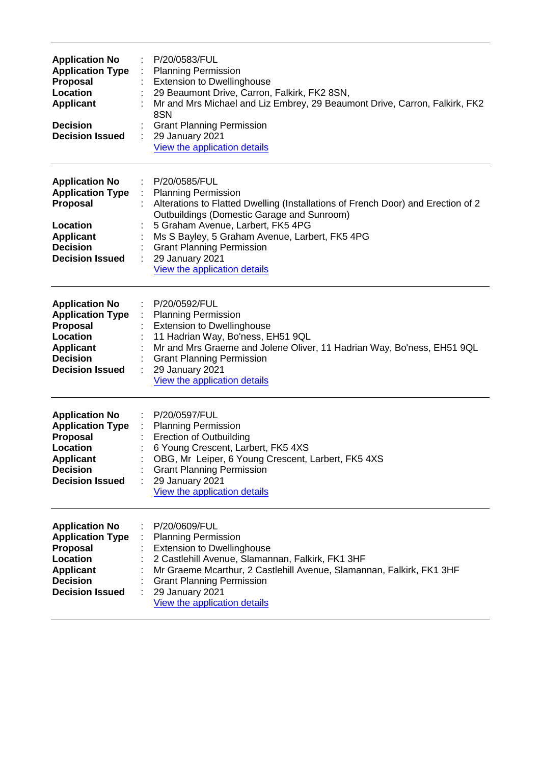---

**Application No** : P/20/0583/FUL
**Application Type** : Planning Permission
**Proposal** : Extension to Dwellinghouse
**Location** : 29 Beaumont Drive, Carron, Falkirk, FK2 8SN,
**Applicant** : Mr and Mrs Michael and Liz Embrey, 29 Beaumont Drive, Carron, Falkirk, FK2 8SN
**Decision** : Grant Planning Permission
**Decision Issued** : 29 January 2021
View the application details

---

**Application No** : P/20/0585/FUL
**Application Type** : Planning Permission
**Proposal** : Alterations to Flatted Dwelling (Installations of French Door) and Erection of 2 Outbuildings (Domestic Garage and Sunroom)
**Location** : 5 Graham Avenue, Larbert, FK5 4PG
**Applicant** : Ms S Bayley, 5 Graham Avenue, Larbert, FK5 4PG
**Decision** : Grant Planning Permission
**Decision Issued** : 29 January 2021
View the application details

---

**Application No** : P/20/0592/FUL
**Application Type** : Planning Permission
**Proposal** : Extension to Dwellinghouse
**Location** : 11 Hadrian Way, Bo'ness, EH51 9QL
**Applicant** : Mr and Mrs Graeme and Jolene Oliver, 11 Hadrian Way, Bo'ness, EH51 9QL
**Decision** : Grant Planning Permission
**Decision Issued** : 29 January 2021
View the application details

---

**Application No** : P/20/0597/FUL
**Application Type** : Planning Permission
**Proposal** : Erection of Outbuilding
**Location** : 6 Young Crescent, Larbert, FK5 4XS
**Applicant** : OBG, Mr Leiper, 6 Young Crescent, Larbert, FK5 4XS
**Decision** : Grant Planning Permission
**Decision Issued** : 29 January 2021
View the application details

---

**Application No** : P/20/0609/FUL
**Application Type** : Planning Permission
**Proposal** : Extension to Dwellinghouse
**Location** : 2 Castlehill Avenue, Slamannan, Falkirk, FK1 3HF
**Applicant** : Mr Graeme Mcarthur, 2 Castlehill Avenue, Slamannan, Falkirk, FK1 3HF
**Decision** : Grant Planning Permission
**Decision Issued** : 29 January 2021
View the application details

---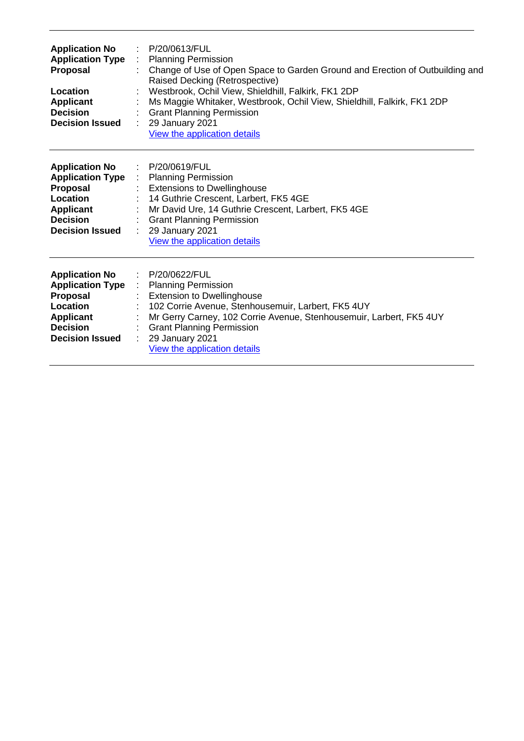| | | |
|---|---|---|
| **Application No** | : | P/20/0613/FUL |
| **Application Type** | : | Planning Permission |
| **Proposal** | : | Change of Use of Open Space to Garden Ground and Erection of Outbuilding and Raised Decking (Retrospective) |
| **Location** | : | Westbrook, Ochil View, Shieldhill, Falkirk, FK1 2DP |
| **Applicant** | : | Ms Maggie Whitaker, Westbrook, Ochil View, Shieldhill, Falkirk, FK1 2DP |
| **Decision** | : | Grant Planning Permission |
| **Decision Issued** | : | 29 January 2021 |
| | | View the application details |

---

| | | |
|---|---|---|
| **Application No** | : | P/20/0619/FUL |
| **Application Type** | : | Planning Permission |
| **Proposal** | : | Extensions to Dwellinghouse |
| **Location** | : | 14 Guthrie Crescent, Larbert, FK5 4GE |
| **Applicant** | : | Mr David Ure, 14 Guthrie Crescent, Larbert, FK5 4GE |
| **Decision** | : | Grant Planning Permission |
| **Decision Issued** | : | 29 January 2021 |
| | | View the application details |

---

| | | |
|---|---|---|
| **Application No** | : | P/20/0622/FUL |
| **Application Type** | : | Planning Permission |
| **Proposal** | : | Extension to Dwellinghouse |
| **Location** | : | 102 Corrie Avenue, Stenhousemuir, Larbert, FK5 4UY |
| **Applicant** | : | Mr Gerry Carney, 102 Corrie Avenue, Stenhousemuir, Larbert, FK5 4UY |
| **Decision** | : | Grant Planning Permission |
| **Decision Issued** | : | 29 January 2021 |
| | | View the application details |